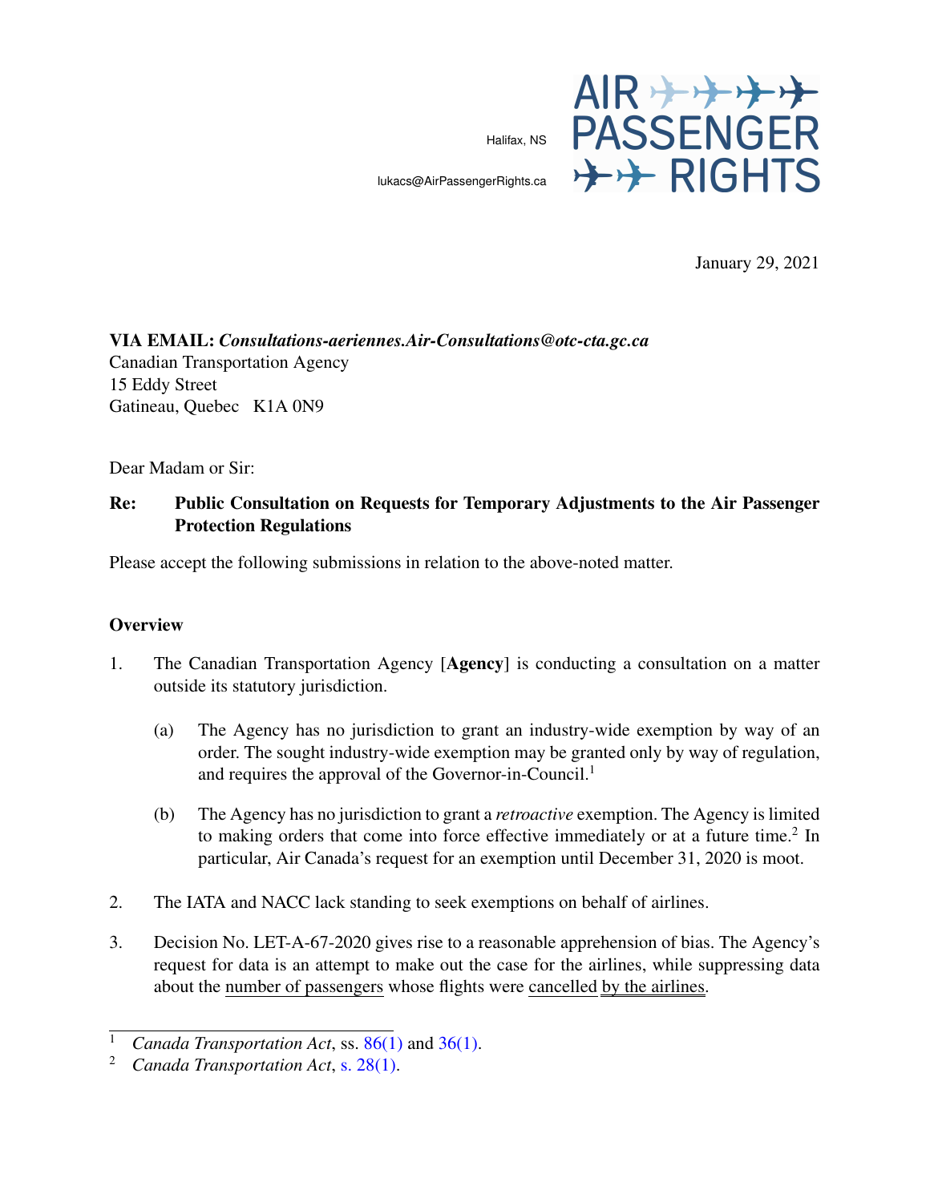Halifax, NS

lukacs@AirPassengerRights.ca

AIR PASSENGER RIGHTS

January 29, 2021

**VIA EMAIL:** ***Consultations-aeriennes.Air-Consultations@otc-cta.gc.ca***
Canadian Transportation Agency
15 Eddy Street
Gatineau, Quebec K1A 0N9

Dear Madam or Sir:

**Re: Public Consultation on Requests for Temporary Adjustments to the Air Passenger Protection Regulations**

Please accept the following submissions in relation to the above-noted matter.

## Overview

1. The Canadian Transportation Agency [**Agency**] is conducting a consultation on a matter outside its statutory jurisdiction.

   (a) The Agency has no jurisdiction to grant an industry-wide exemption by way of an order. The sought industry-wide exemption may be granted only by way of regulation, and requires the approval of the Governor-in-Council.[1]

   (b) The Agency has no jurisdiction to grant a *retroactive* exemption. The Agency is limited to making orders that come into force effective immediately or at a future time.[2] In particular, Air Canada's request for an exemption until December 31, 2020 is moot.

2. The IATA and NACC lack standing to seek exemptions on behalf of airlines.

3. Decision No. LET-A-67-2020 gives rise to a reasonable apprehension of bias. The Agency's request for data is an attempt to make out the case for the airlines, while suppressing data about the number of passengers whose flights were cancelled by the airlines.

---

[1] *Canada Transportation Act*, ss. 86(1) and 36(1).

[2] *Canada Transportation Act*, s. 28(1).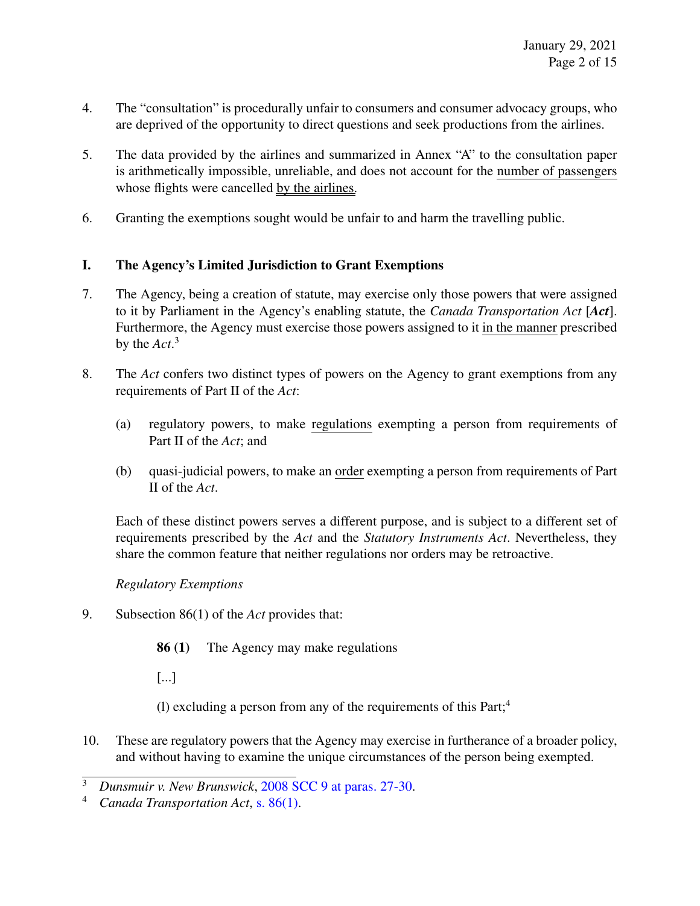4. The "consultation" is procedurally unfair to consumers and consumer advocacy groups, who are deprived of the opportunity to direct questions and seek productions from the airlines.

5. The data provided by the airlines and summarized in Annex "A" to the consultation paper is arithmetically impossible, unreliable, and does not account for the <u>number of passengers</u> whose flights were cancelled <u>by the airlines</u>.

6. Granting the exemptions sought would be unfair to and harm the travelling public.

## I. The Agency's Limited Jurisdiction to Grant Exemptions

7. The Agency, being a creation of statute, may exercise only those powers that were assigned to it by Parliament in the Agency's enabling statute, the *Canada Transportation Act* [***Act***]. Furthermore, the Agency must exercise those powers assigned to it <u>in the manner</u> prescribed by the *Act*.[3]

8. The *Act* confers two distinct types of powers on the Agency to grant exemptions from any requirements of Part II of the *Act*:

   (a) regulatory powers, to make <u>regulations</u> exempting a person from requirements of Part II of the *Act*; and

   (b) quasi-judicial powers, to make an <u>order</u> exempting a person from requirements of Part II of the *Act*.

   Each of these distinct powers serves a different purpose, and is subject to a different set of requirements prescribed by the *Act* and the *Statutory Instruments Act*. Nevertheless, they share the common feature that neither regulations nor orders may be retroactive.

*Regulatory Exemptions*

9. Subsection 86(1) of the *Act* provides that:

   > **86 (1)** The Agency may make regulations
   >
   > [...]
   >
   > (l) excluding a person from any of the requirements of this Part;[4]

10. These are regulatory powers that the Agency may exercise in furtherance of a broader policy, and without having to examine the unique circumstances of the person being exempted.

---

[3] *Dunsmuir v. New Brunswick*, 2008 SCC 9 at paras. 27-30.

[4] *Canada Transportation Act*, s. 86(1).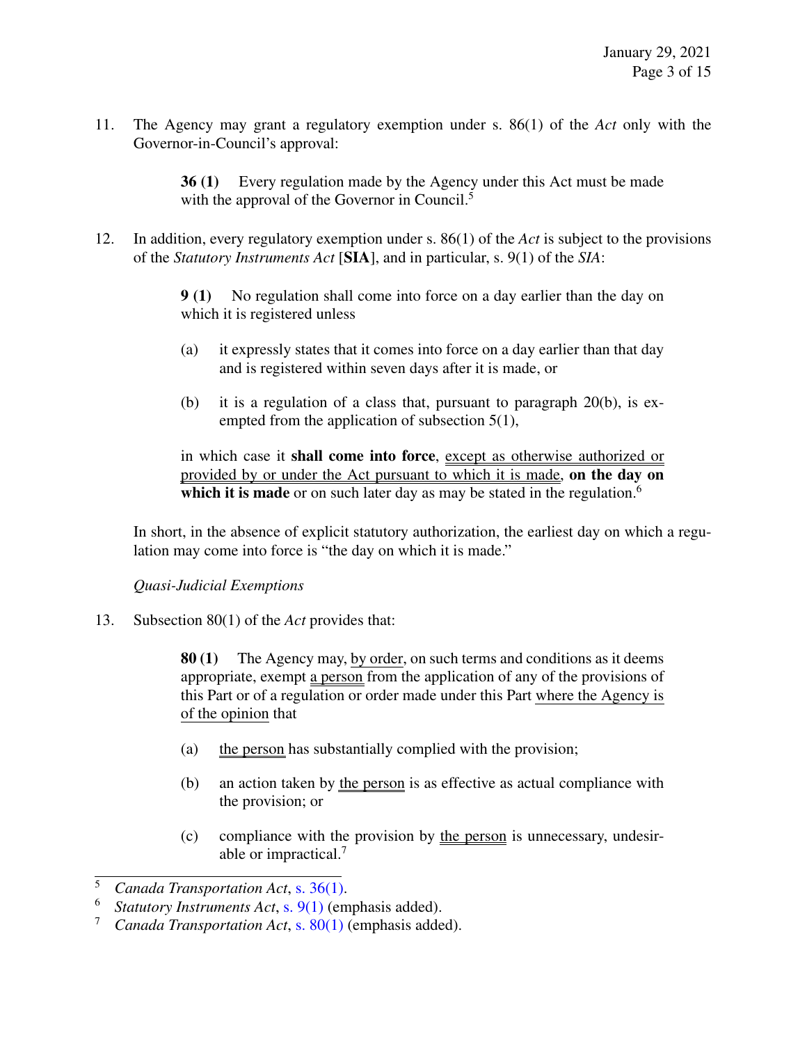11. The Agency may grant a regulatory exemption under s. 86(1) of the *Act* only with the Governor-in-Council's approval:

> **36 (1)** Every regulation made by the Agency under this Act must be made with the approval of the Governor in Council.[5]

12. In addition, every regulatory exemption under s. 86(1) of the *Act* is subject to the provisions of the *Statutory Instruments Act* [**SIA**], and in particular, s. 9(1) of the *SIA*:

> **9 (1)** No regulation shall come into force on a day earlier than the day on which it is registered unless
>
> (a) it expressly states that it comes into force on a day earlier than that day and is registered within seven days after it is made, or
>
> (b) it is a regulation of a class that, pursuant to paragraph 20(b), is exempted from the application of subsection 5(1),
>
> in which case it **shall come into force**, <u>except as otherwise authorized or provided by or under the Act pursuant to which it is made</u>, **on the day on which it is made** or on such later day as may be stated in the regulation.[6]

In short, in the absence of explicit statutory authorization, the earliest day on which a regulation may come into force is "the day on which it is made."

*Quasi-Judicial Exemptions*

13. Subsection 80(1) of the *Act* provides that:

> **80 (1)** The Agency may, <u>by order</u>, on such terms and conditions as it deems appropriate, exempt <u>a person</u> from the application of any of the provisions of this Part or of a regulation or order made under this Part <u>where the Agency is of the opinion</u> that
>
> (a) <u>the person</u> has substantially complied with the provision;
>
> (b) an action taken by <u>the person</u> is as effective as actual compliance with the provision; or
>
> (c) compliance with the provision by <u>the person</u> is unnecessary, undesirable or impractical.[7]

---

[5] *Canada Transportation Act*, s. 36(1).

[6] *Statutory Instruments Act*, s. 9(1) (emphasis added).

[7] *Canada Transportation Act*, s. 80(1) (emphasis added).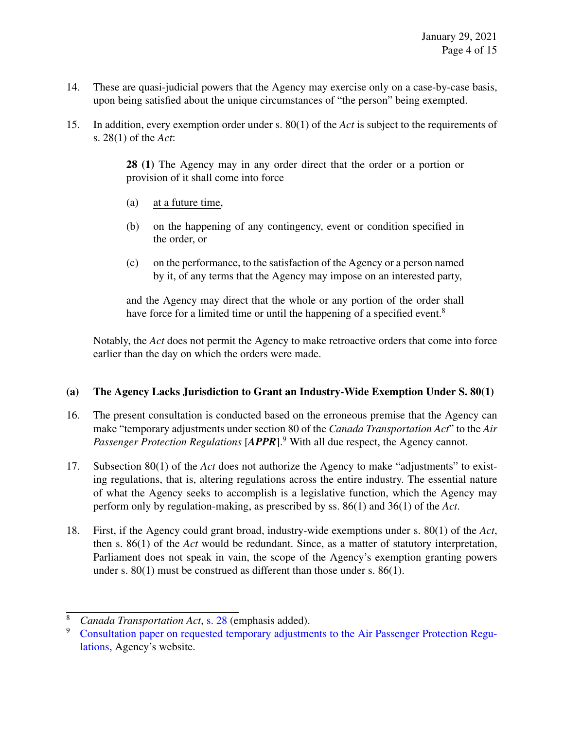14. These are quasi-judicial powers that the Agency may exercise only on a case-by-case basis, upon being satisfied about the unique circumstances of "the person" being exempted.

15. In addition, every exemption order under s. 80(1) of the *Act* is subject to the requirements of s. 28(1) of the *Act*:

> **28 (1)** The Agency may in any order direct that the order or a portion or provision of it shall come into force
>
> (a) <u>at a future time</u>,
>
> (b) on the happening of any contingency, event or condition specified in the order, or
>
> (c) on the performance, to the satisfaction of the Agency or a person named by it, of any terms that the Agency may impose on an interested party,
>
> and the Agency may direct that the whole or any portion of the order shall have force for a limited time or until the happening of a specified event.[8]

Notably, the *Act* does not permit the Agency to make retroactive orders that come into force earlier than the day on which the orders were made.

### (a) The Agency Lacks Jurisdiction to Grant an Industry-Wide Exemption Under S. 80(1)

16. The present consultation is conducted based on the erroneous premise that the Agency can make "temporary adjustments under section 80 of the *Canada Transportation Act*" to the *Air Passenger Protection Regulations* [***APPR***].[9] With all due respect, the Agency cannot.

17. Subsection 80(1) of the *Act* does not authorize the Agency to make "adjustments" to existing regulations, that is, altering regulations across the entire industry. The essential nature of what the Agency seeks to accomplish is a legislative function, which the Agency may perform only by regulation-making, as prescribed by ss. 86(1) and 36(1) of the *Act*.

18. First, if the Agency could grant broad, industry-wide exemptions under s. 80(1) of the *Act*, then s. 86(1) of the *Act* would be redundant. Since, as a matter of statutory interpretation, Parliament does not speak in vain, the scope of the Agency's exemption granting powers under s. 80(1) must be construed as different than those under s. 86(1).

---

[8] *Canada Transportation Act*, s. 28 (emphasis added).

[9] Consultation paper on requested temporary adjustments to the Air Passenger Protection Regulations, Agency's website.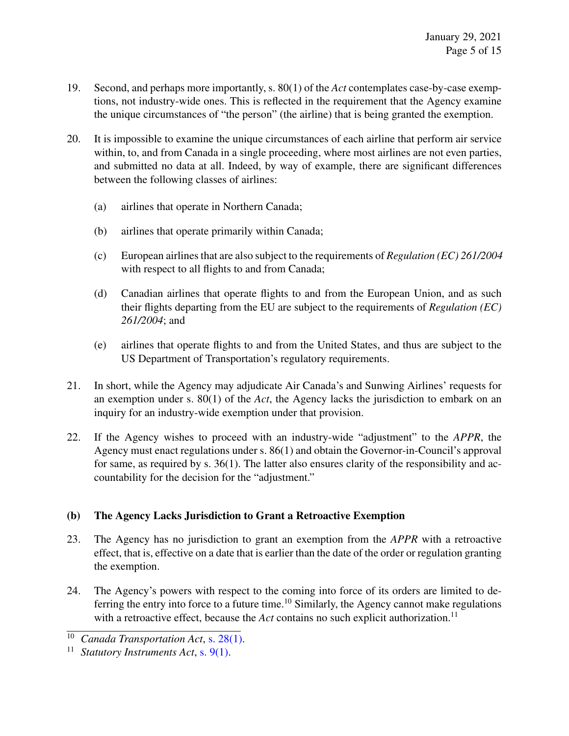19. Second, and perhaps more importantly, s. 80(1) of the *Act* contemplates case-by-case exemptions, not industry-wide ones. This is reflected in the requirement that the Agency examine the unique circumstances of "the person" (the airline) that is being granted the exemption.

20. It is impossible to examine the unique circumstances of each airline that perform air service within, to, and from Canada in a single proceeding, where most airlines are not even parties, and submitted no data at all. Indeed, by way of example, there are significant differences between the following classes of airlines:

    (a) airlines that operate in Northern Canada;

    (b) airlines that operate primarily within Canada;

    (c) European airlines that are also subject to the requirements of *Regulation (EC) 261/2004* with respect to all flights to and from Canada;

    (d) Canadian airlines that operate flights to and from the European Union, and as such their flights departing from the EU are subject to the requirements of *Regulation (EC) 261/2004*; and

    (e) airlines that operate flights to and from the United States, and thus are subject to the US Department of Transportation's regulatory requirements.

21. In short, while the Agency may adjudicate Air Canada's and Sunwing Airlines' requests for an exemption under s. 80(1) of the *Act*, the Agency lacks the jurisdiction to embark on an inquiry for an industry-wide exemption under that provision.

22. If the Agency wishes to proceed with an industry-wide "adjustment" to the *APPR*, the Agency must enact regulations under s. 86(1) and obtain the Governor-in-Council's approval for same, as required by s. 36(1). The latter also ensures clarity of the responsibility and accountability for the decision for the "adjustment."

### (b) The Agency Lacks Jurisdiction to Grant a Retroactive Exemption

23. The Agency has no jurisdiction to grant an exemption from the *APPR* with a retroactive effect, that is, effective on a date that is earlier than the date of the order or regulation granting the exemption.

24. The Agency's powers with respect to the coming into force of its orders are limited to deferring the entry into force to a future time.[10] Similarly, the Agency cannot make regulations with a retroactive effect, because the *Act* contains no such explicit authorization.[11]

---

[10] *Canada Transportation Act*, s. 28(1).

[11] *Statutory Instruments Act*, s. 9(1).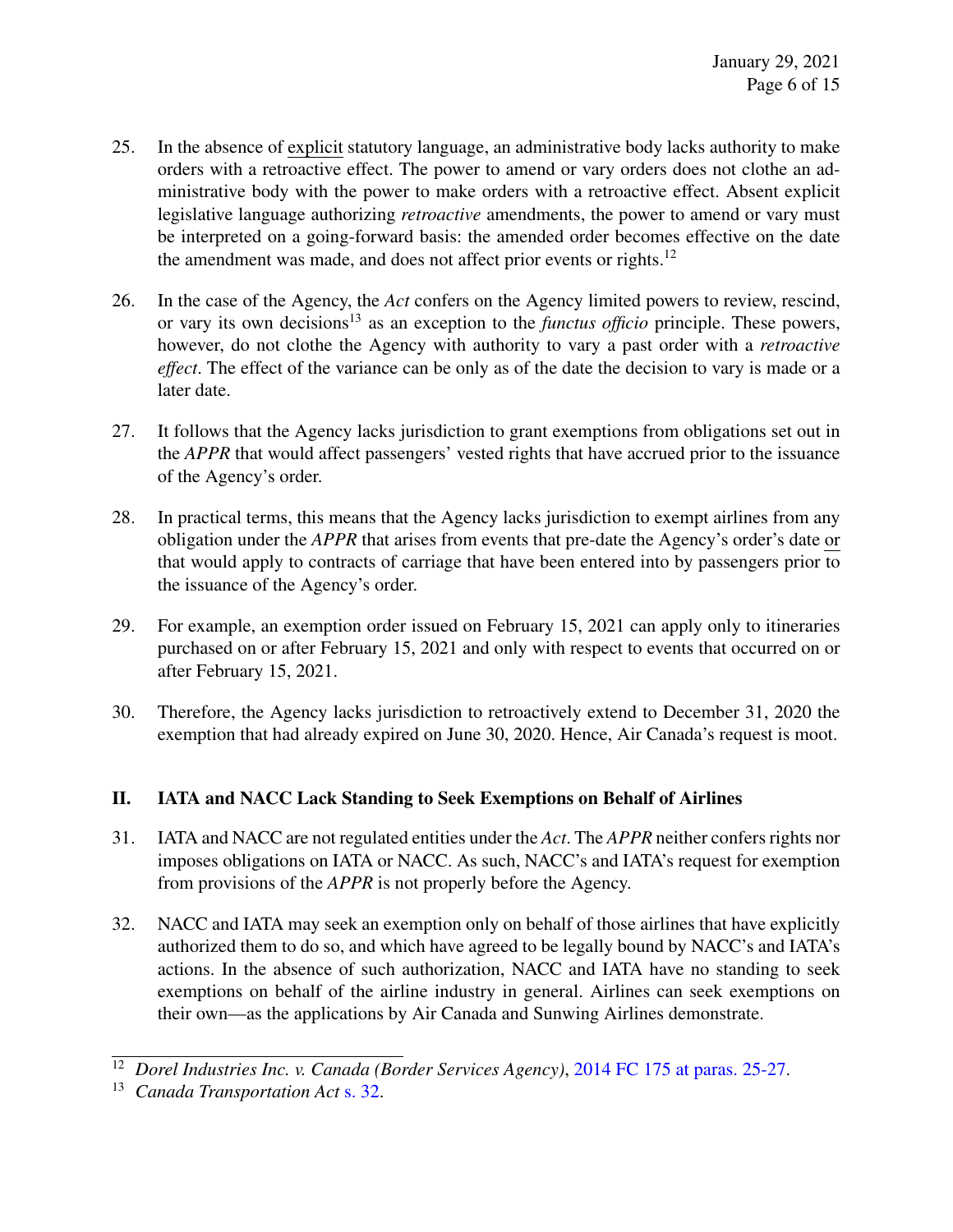25. In the absence of explicit statutory language, an administrative body lacks authority to make orders with a retroactive effect. The power to amend or vary orders does not clothe an administrative body with the power to make orders with a retroactive effect. Absent explicit legislative language authorizing *retroactive* amendments, the power to amend or vary must be interpreted on a going-forward basis: the amended order becomes effective on the date the amendment was made, and does not affect prior events or rights.[12]

26. In the case of the Agency, the *Act* confers on the Agency limited powers to review, rescind, or vary its own decisions[13] as an exception to the *functus officio* principle. These powers, however, do not clothe the Agency with authority to vary a past order with a *retroactive effect*. The effect of the variance can be only as of the date the decision to vary is made or a later date.

27. It follows that the Agency lacks jurisdiction to grant exemptions from obligations set out in the *APPR* that would affect passengers' vested rights that have accrued prior to the issuance of the Agency's order.

28. In practical terms, this means that the Agency lacks jurisdiction to exempt airlines from any obligation under the *APPR* that arises from events that pre-date the Agency's order's date or that would apply to contracts of carriage that have been entered into by passengers prior to the issuance of the Agency's order.

29. For example, an exemption order issued on February 15, 2021 can apply only to itineraries purchased on or after February 15, 2021 and only with respect to events that occurred on or after February 15, 2021.

30. Therefore, the Agency lacks jurisdiction to retroactively extend to December 31, 2020 the exemption that had already expired on June 30, 2020. Hence, Air Canada's request is moot.

## II. IATA and NACC Lack Standing to Seek Exemptions on Behalf of Airlines

31. IATA and NACC are not regulated entities under the *Act*. The *APPR* neither confers rights nor imposes obligations on IATA or NACC. As such, NACC's and IATA's request for exemption from provisions of the *APPR* is not properly before the Agency.

32. NACC and IATA may seek an exemption only on behalf of those airlines that have explicitly authorized them to do so, and which have agreed to be legally bound by NACC's and IATA's actions. In the absence of such authorization, NACC and IATA have no standing to seek exemptions on behalf of the airline industry in general. Airlines can seek exemptions on their own—as the applications by Air Canada and Sunwing Airlines demonstrate.

---

[12] *Dorel Industries Inc. v. Canada (Border Services Agency)*, 2014 FC 175 at paras. 25-27.

[13] *Canada Transportation Act* s. 32.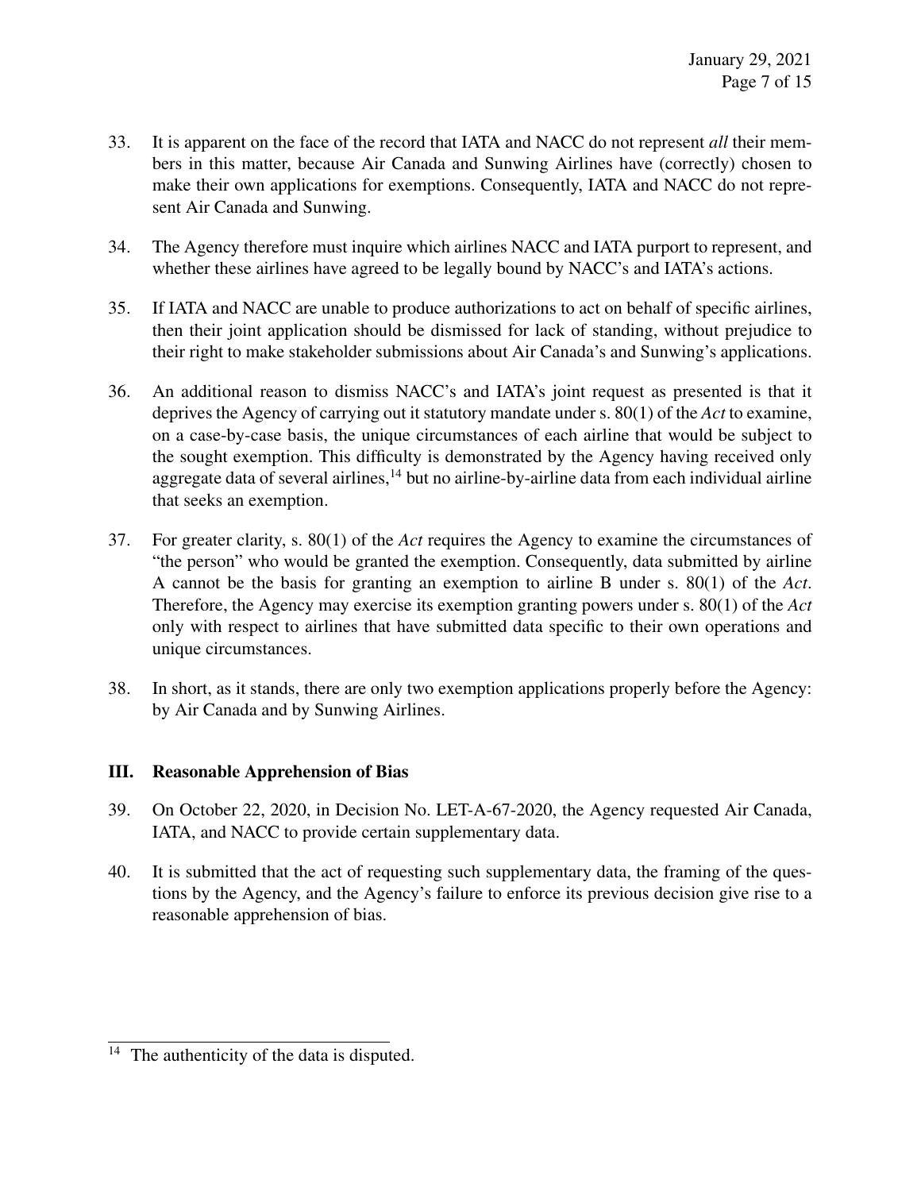33. It is apparent on the face of the record that IATA and NACC do not represent *all* their members in this matter, because Air Canada and Sunwing Airlines have (correctly) chosen to make their own applications for exemptions. Consequently, IATA and NACC do not represent Air Canada and Sunwing.

34. The Agency therefore must inquire which airlines NACC and IATA purport to represent, and whether these airlines have agreed to be legally bound by NACC's and IATA's actions.

35. If IATA and NACC are unable to produce authorizations to act on behalf of specific airlines, then their joint application should be dismissed for lack of standing, without prejudice to their right to make stakeholder submissions about Air Canada's and Sunwing's applications.

36. An additional reason to dismiss NACC's and IATA's joint request as presented is that it deprives the Agency of carrying out it statutory mandate under s. 80(1) of the *Act* to examine, on a case-by-case basis, the unique circumstances of each airline that would be subject to the sought exemption. This difficulty is demonstrated by the Agency having received only aggregate data of several airlines,[14] but no airline-by-airline data from each individual airline that seeks an exemption.

37. For greater clarity, s. 80(1) of the *Act* requires the Agency to examine the circumstances of "the person" who would be granted the exemption. Consequently, data submitted by airline A cannot be the basis for granting an exemption to airline B under s. 80(1) of the *Act*. Therefore, the Agency may exercise its exemption granting powers under s. 80(1) of the *Act* only with respect to airlines that have submitted data specific to their own operations and unique circumstances.

38. In short, as it stands, there are only two exemption applications properly before the Agency: by Air Canada and by Sunwing Airlines.

## III. Reasonable Apprehension of Bias

39. On October 22, 2020, in Decision No. LET-A-67-2020, the Agency requested Air Canada, IATA, and NACC to provide certain supplementary data.

40. It is submitted that the act of requesting such supplementary data, the framing of the questions by the Agency, and the Agency's failure to enforce its previous decision give rise to a reasonable apprehension of bias.

[14] The authenticity of the data is disputed.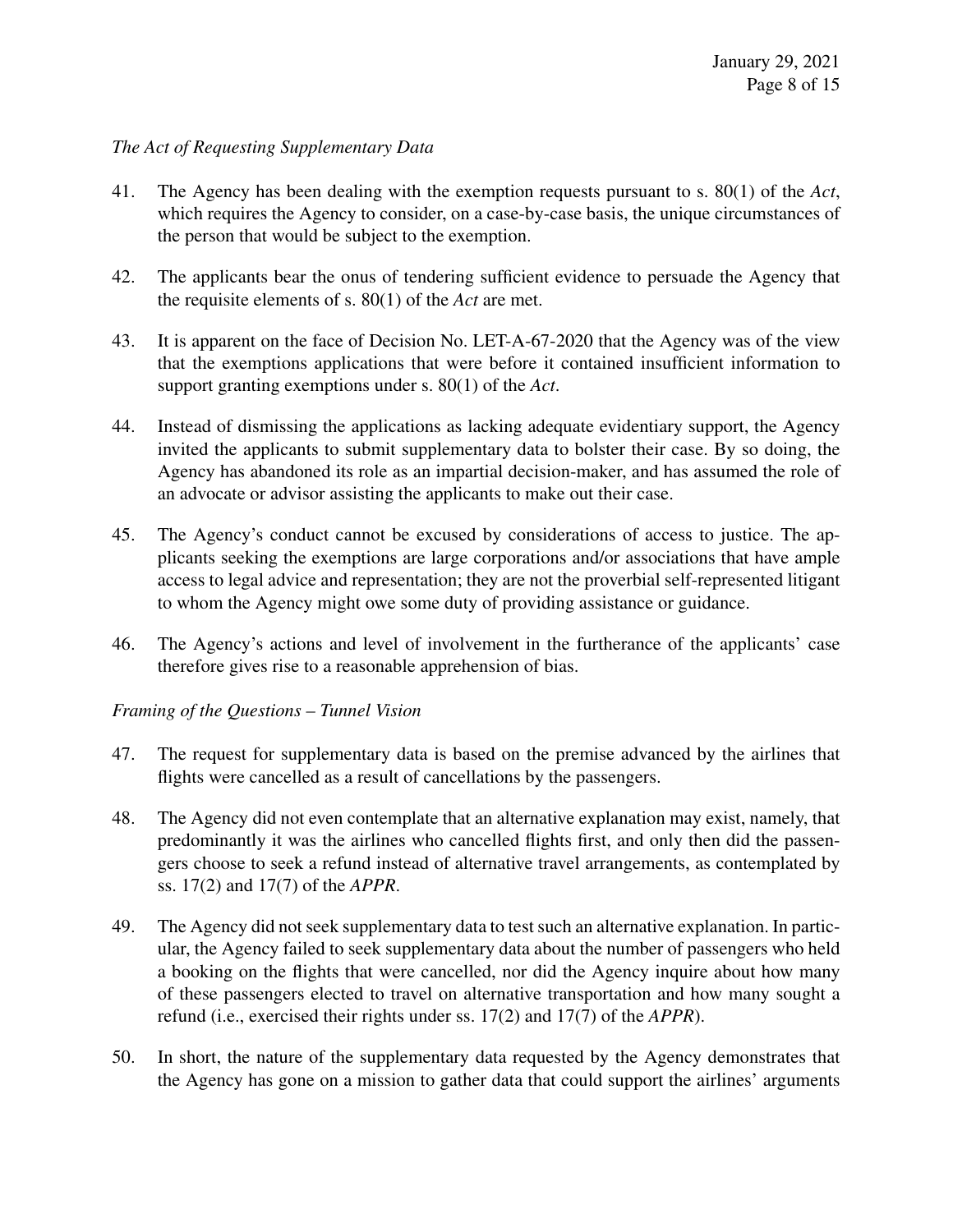*The Act of Requesting Supplementary Data*

41. The Agency has been dealing with the exemption requests pursuant to s. 80(1) of the *Act*, which requires the Agency to consider, on a case-by-case basis, the unique circumstances of the person that would be subject to the exemption.

42. The applicants bear the onus of tendering sufficient evidence to persuade the Agency that the requisite elements of s. 80(1) of the *Act* are met.

43. It is apparent on the face of Decision No. LET-A-67-2020 that the Agency was of the view that the exemptions applications that were before it contained insufficient information to support granting exemptions under s. 80(1) of the *Act*.

44. Instead of dismissing the applications as lacking adequate evidentiary support, the Agency invited the applicants to submit supplementary data to bolster their case. By so doing, the Agency has abandoned its role as an impartial decision-maker, and has assumed the role of an advocate or advisor assisting the applicants to make out their case.

45. The Agency's conduct cannot be excused by considerations of access to justice. The applicants seeking the exemptions are large corporations and/or associations that have ample access to legal advice and representation; they are not the proverbial self-represented litigant to whom the Agency might owe some duty of providing assistance or guidance.

46. The Agency's actions and level of involvement in the furtherance of the applicants' case therefore gives rise to a reasonable apprehension of bias.

*Framing of the Questions – Tunnel Vision*

47. The request for supplementary data is based on the premise advanced by the airlines that flights were cancelled as a result of cancellations by the passengers.

48. The Agency did not even contemplate that an alternative explanation may exist, namely, that predominantly it was the airlines who cancelled flights first, and only then did the passengers choose to seek a refund instead of alternative travel arrangements, as contemplated by ss. 17(2) and 17(7) of the *APPR*.

49. The Agency did not seek supplementary data to test such an alternative explanation. In particular, the Agency failed to seek supplementary data about the number of passengers who held a booking on the flights that were cancelled, nor did the Agency inquire about how many of these passengers elected to travel on alternative transportation and how many sought a refund (i.e., exercised their rights under ss. 17(2) and 17(7) of the *APPR*).

50. In short, the nature of the supplementary data requested by the Agency demonstrates that the Agency has gone on a mission to gather data that could support the airlines' arguments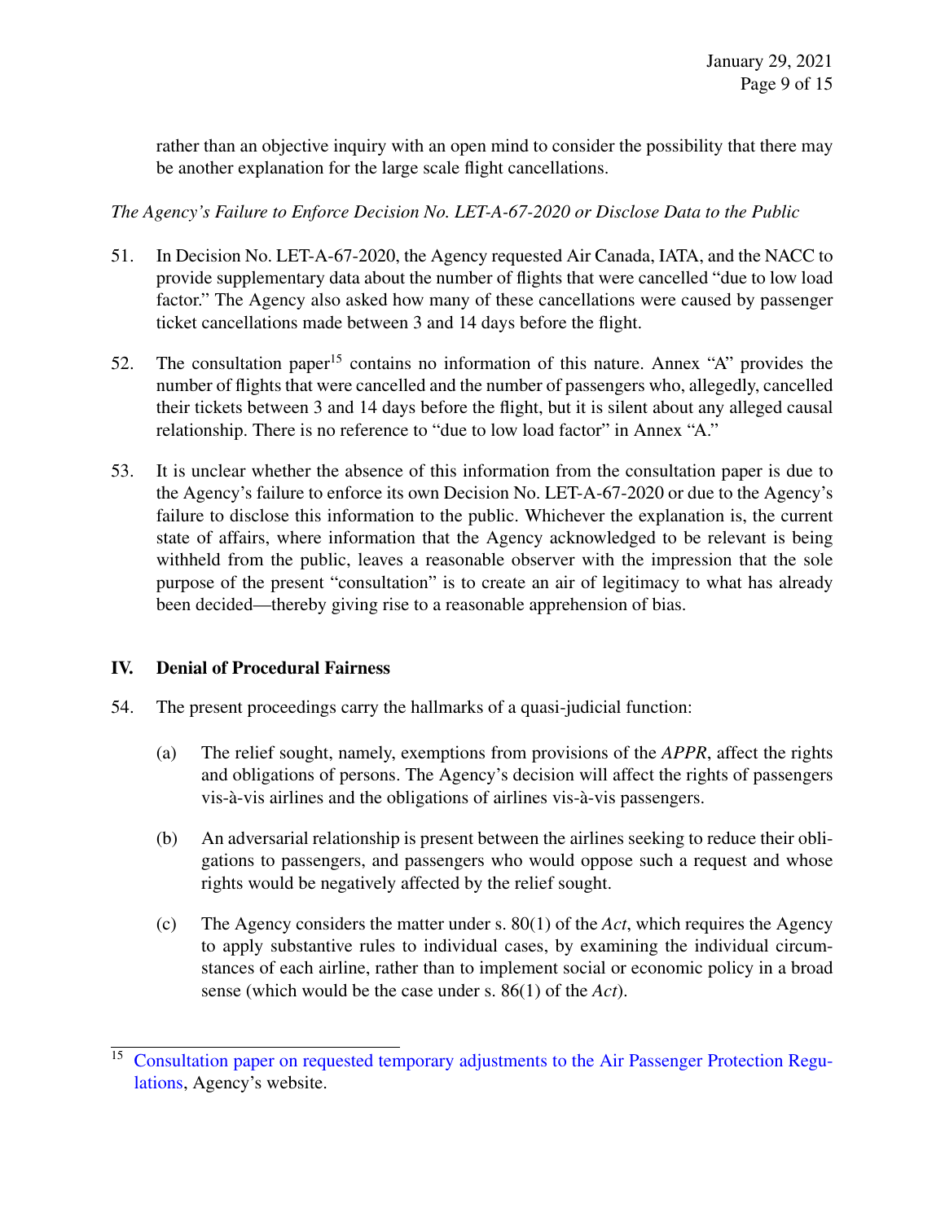rather than an objective inquiry with an open mind to consider the possibility that there may be another explanation for the large scale flight cancellations.

*The Agency's Failure to Enforce Decision No. LET-A-67-2020 or Disclose Data to the Public*

51. In Decision No. LET-A-67-2020, the Agency requested Air Canada, IATA, and the NACC to provide supplementary data about the number of flights that were cancelled "due to low load factor." The Agency also asked how many of these cancellations were caused by passenger ticket cancellations made between 3 and 14 days before the flight.

52. The consultation paper[15] contains no information of this nature. Annex "A" provides the number of flights that were cancelled and the number of passengers who, allegedly, cancelled their tickets between 3 and 14 days before the flight, but it is silent about any alleged causal relationship. There is no reference to "due to low load factor" in Annex "A."

53. It is unclear whether the absence of this information from the consultation paper is due to the Agency's failure to enforce its own Decision No. LET-A-67-2020 or due to the Agency's failure to disclose this information to the public. Whichever the explanation is, the current state of affairs, where information that the Agency acknowledged to be relevant is being withheld from the public, leaves a reasonable observer with the impression that the sole purpose of the present "consultation" is to create an air of legitimacy to what has already been decided—thereby giving rise to a reasonable apprehension of bias.

## IV. Denial of Procedural Fairness

54. The present proceedings carry the hallmarks of a quasi-judicial function:

    (a) The relief sought, namely, exemptions from provisions of the *APPR*, affect the rights and obligations of persons. The Agency's decision will affect the rights of passengers vis-à-vis airlines and the obligations of airlines vis-à-vis passengers.

    (b) An adversarial relationship is present between the airlines seeking to reduce their obligations to passengers, and passengers who would oppose such a request and whose rights would be negatively affected by the relief sought.

    (c) The Agency considers the matter under s. 80(1) of the *Act*, which requires the Agency to apply substantive rules to individual cases, by examining the individual circumstances of each airline, rather than to implement social or economic policy in a broad sense (which would be the case under s. 86(1) of the *Act*).

---

[15] Consultation paper on requested temporary adjustments to the Air Passenger Protection Regulations, Agency's website.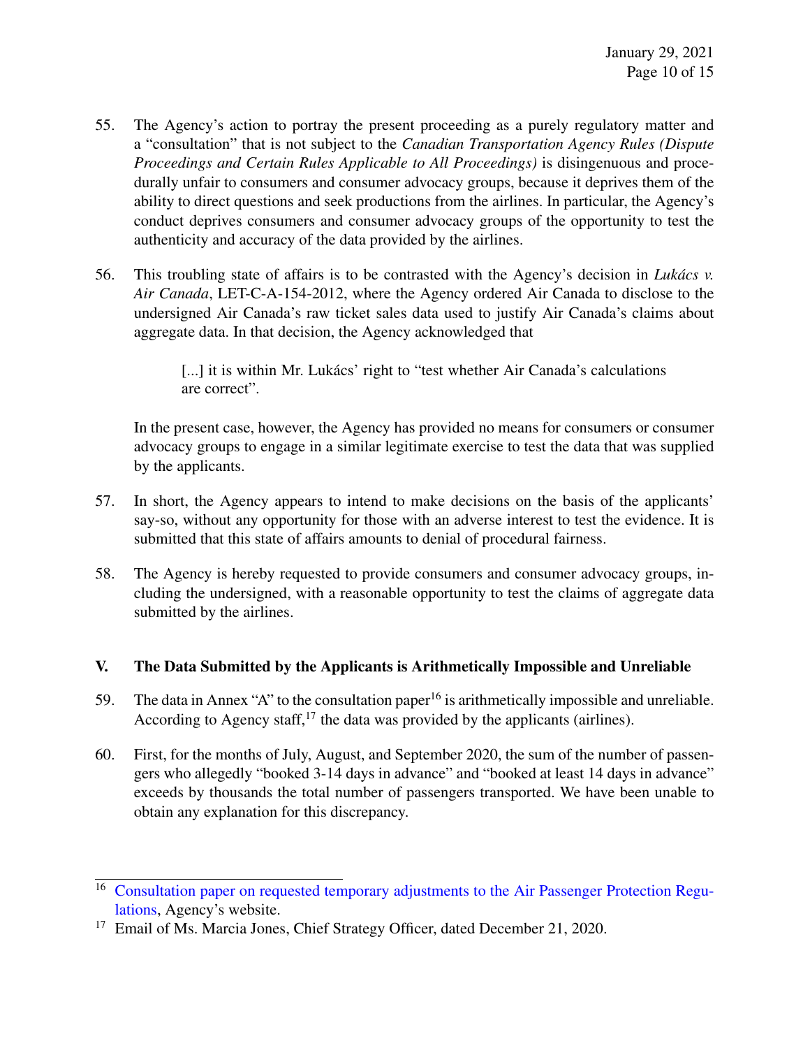55. The Agency's action to portray the present proceeding as a purely regulatory matter and a "consultation" that is not subject to the *Canadian Transportation Agency Rules (Dispute Proceedings and Certain Rules Applicable to All Proceedings)* is disingenuous and procedurally unfair to consumers and consumer advocacy groups, because it deprives them of the ability to direct questions and seek productions from the airlines. In particular, the Agency's conduct deprives consumers and consumer advocacy groups of the opportunity to test the authenticity and accuracy of the data provided by the airlines.

56. This troubling state of affairs is to be contrasted with the Agency's decision in *Lukács v. Air Canada*, LET-C-A-154-2012, where the Agency ordered Air Canada to disclose to the undersigned Air Canada's raw ticket sales data used to justify Air Canada's claims about aggregate data. In that decision, the Agency acknowledged that

   > [...] it is within Mr. Lukács' right to "test whether Air Canada's calculations are correct".

   In the present case, however, the Agency has provided no means for consumers or consumer advocacy groups to engage in a similar legitimate exercise to test the data that was supplied by the applicants.

57. In short, the Agency appears to intend to make decisions on the basis of the applicants' say-so, without any opportunity for those with an adverse interest to test the evidence. It is submitted that this state of affairs amounts to denial of procedural fairness.

58. The Agency is hereby requested to provide consumers and consumer advocacy groups, including the undersigned, with a reasonable opportunity to test the claims of aggregate data submitted by the airlines.

## V. The Data Submitted by the Applicants is Arithmetically Impossible and Unreliable

59. The data in Annex "A" to the consultation paper[16] is arithmetically impossible and unreliable. According to Agency staff,[17] the data was provided by the applicants (airlines).

60. First, for the months of July, August, and September 2020, the sum of the number of passengers who allegedly "booked 3-14 days in advance" and "booked at least 14 days in advance" exceeds by thousands the total number of passengers transported. We have been unable to obtain any explanation for this discrepancy.

---

[16] Consultation paper on requested temporary adjustments to the Air Passenger Protection Regulations, Agency's website.

[17] Email of Ms. Marcia Jones, Chief Strategy Officer, dated December 21, 2020.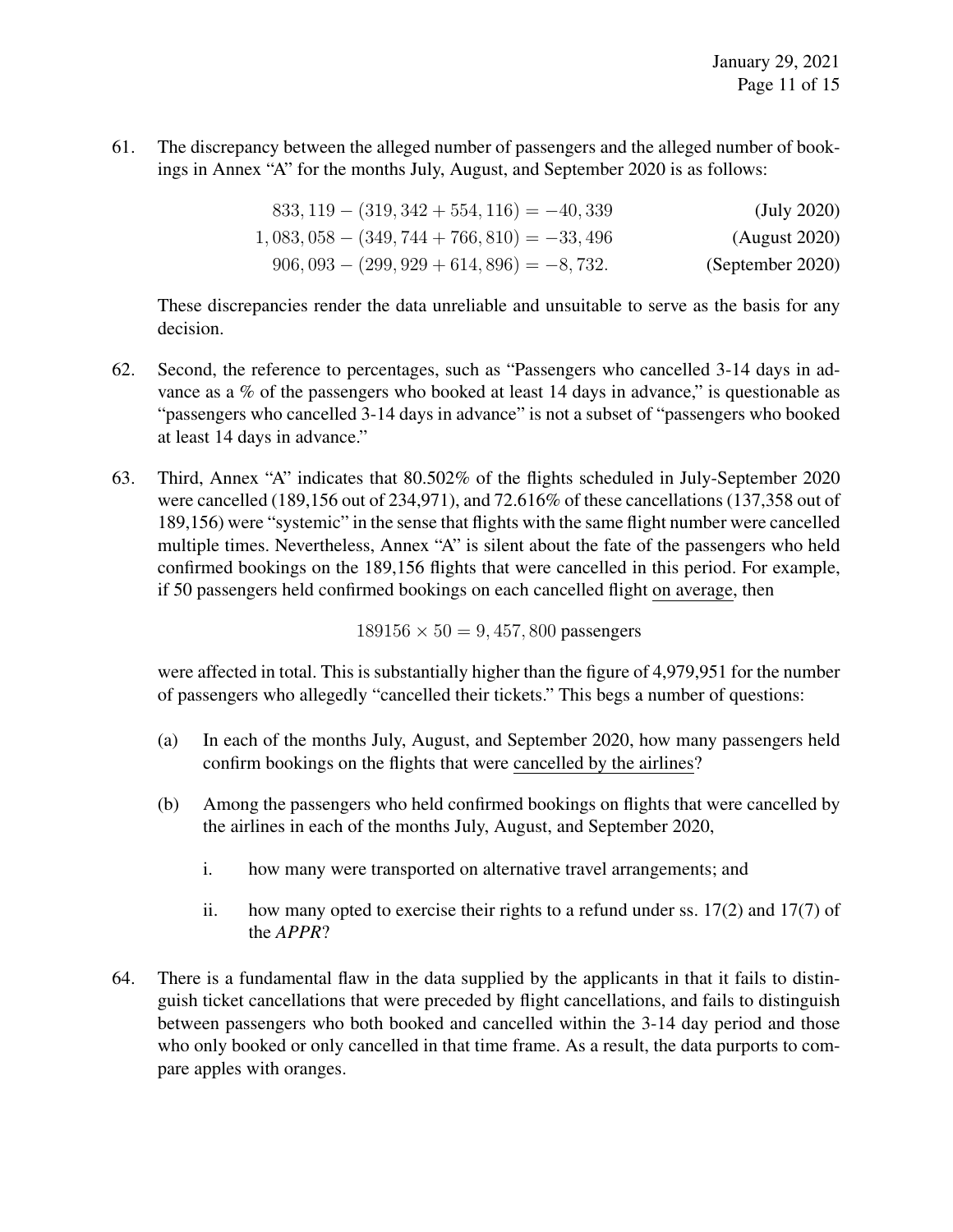61. The discrepancy between the alleged number of passengers and the alleged number of bookings in Annex "A" for the months July, August, and September 2020 is as follows:

$$833,119 - (319,342 + 554,116) = -40,339 \qquad \text{(July 2020)}$$
$$1,083,058 - (349,744 + 766,810) = -33,496 \qquad \text{(August 2020)}$$
$$906,093 - (299,929 + 614,896) = -8,732. \qquad \text{(September 2020)}$$

These discrepancies render the data unreliable and unsuitable to serve as the basis for any decision.

62. Second, the reference to percentages, such as "Passengers who cancelled 3-14 days in advance as a % of the passengers who booked at least 14 days in advance," is questionable as "passengers who cancelled 3-14 days in advance" is not a subset of "passengers who booked at least 14 days in advance."

63. Third, Annex "A" indicates that 80.502% of the flights scheduled in July-September 2020 were cancelled (189,156 out of 234,971), and 72.616% of these cancellations (137,358 out of 189,156) were "systemic" in the sense that flights with the same flight number were cancelled multiple times. Nevertheless, Annex "A" is silent about the fate of the passengers who held confirmed bookings on the 189,156 flights that were cancelled in this period. For example, if 50 passengers held confirmed bookings on each cancelled flight <u>on average</u>, then

$$189156 \times 50 = 9,457,800 \text{ passengers}$$

were affected in total. This is substantially higher than the figure of 4,979,951 for the number of passengers who allegedly "cancelled their tickets." This begs a number of questions:

(a) In each of the months July, August, and September 2020, how many passengers held confirm bookings on the flights that were <u>cancelled by the airlines</u>?

(b) Among the passengers who held confirmed bookings on flights that were cancelled by the airlines in each of the months July, August, and September 2020,

  i. how many were transported on alternative travel arrangements; and

  ii. how many opted to exercise their rights to a refund under ss. 17(2) and 17(7) of the *APPR*?

64. There is a fundamental flaw in the data supplied by the applicants in that it fails to distinguish ticket cancellations that were preceded by flight cancellations, and fails to distinguish between passengers who both booked and cancelled within the 3-14 day period and those who only booked or only cancelled in that time frame. As a result, the data purports to compare apples with oranges.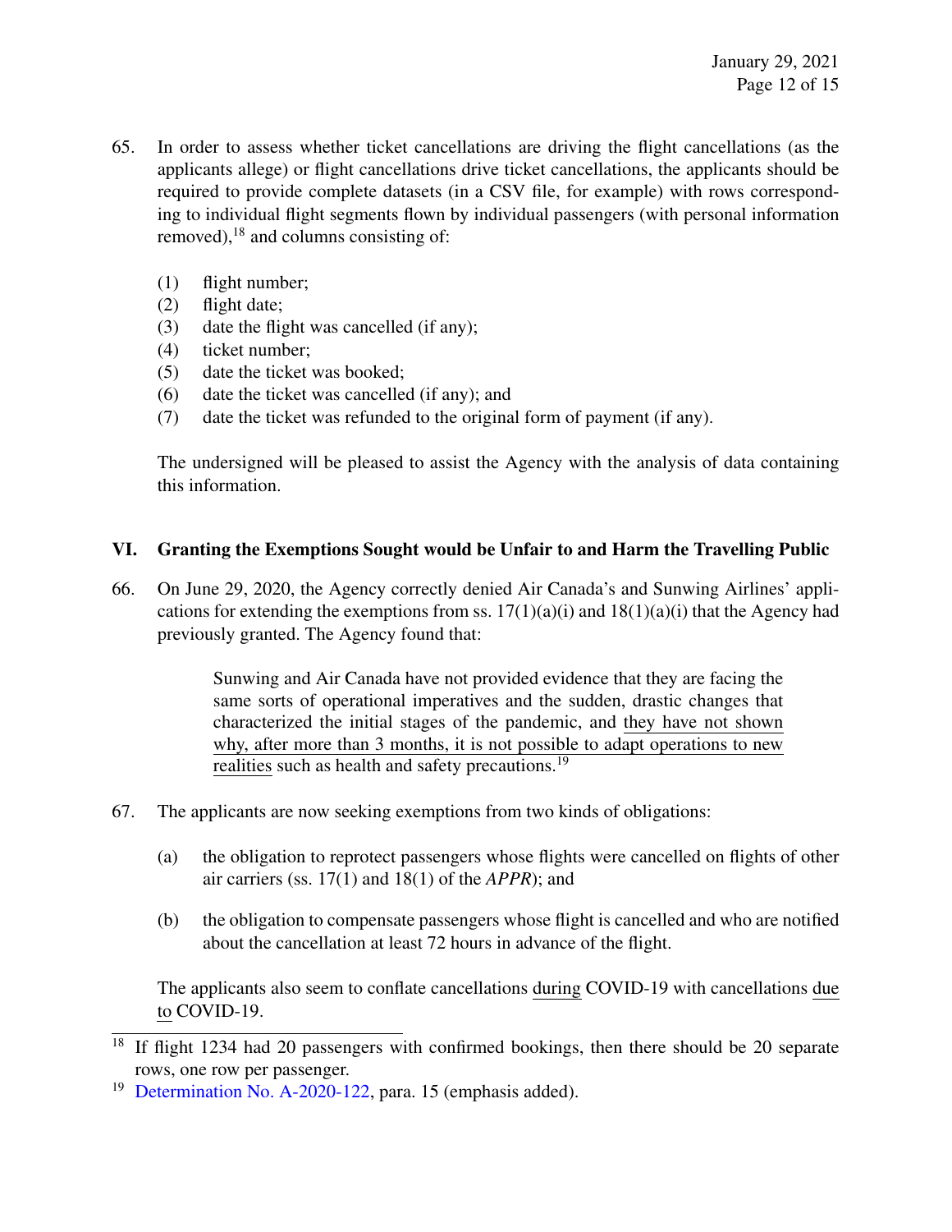65. In order to assess whether ticket cancellations are driving the flight cancellations (as the applicants allege) or flight cancellations drive ticket cancellations, the applicants should be required to provide complete datasets (in a CSV file, for example) with rows corresponding to individual flight segments flown by individual passengers (with personal information removed),[18] and columns consisting of:

    (1) flight number;
    (2) flight date;
    (3) date the flight was cancelled (if any);
    (4) ticket number;
    (5) date the ticket was booked;
    (6) date the ticket was cancelled (if any); and
    (7) date the ticket was refunded to the original form of payment (if any).

    The undersigned will be pleased to assist the Agency with the analysis of data containing this information.

## VI. Granting the Exemptions Sought would be Unfair to and Harm the Travelling Public

66. On June 29, 2020, the Agency correctly denied Air Canada's and Sunwing Airlines' applications for extending the exemptions from ss. 17(1)(a)(i) and 18(1)(a)(i) that the Agency had previously granted. The Agency found that:

    > Sunwing and Air Canada have not provided evidence that they are facing the same sorts of operational imperatives and the sudden, drastic changes that characterized the initial stages of the pandemic, and <u>they have not shown why, after more than 3 months, it is not possible to adapt operations to new realities</u> such as health and safety precautions.[19]

67. The applicants are now seeking exemptions from two kinds of obligations:

    (a) the obligation to reprotect passengers whose flights were cancelled on flights of other air carriers (ss. 17(1) and 18(1) of the *APPR*); and

    (b) the obligation to compensate passengers whose flight is cancelled and who are notified about the cancellation at least 72 hours in advance of the flight.

    The applicants also seem to conflate cancellations <u>during</u> COVID-19 with cancellations <u>due to</u> COVID-19.

---

[18] If flight 1234 had 20 passengers with confirmed bookings, then there should be 20 separate rows, one row per passenger.

[19] Determination No. A-2020-122, para. 15 (emphasis added).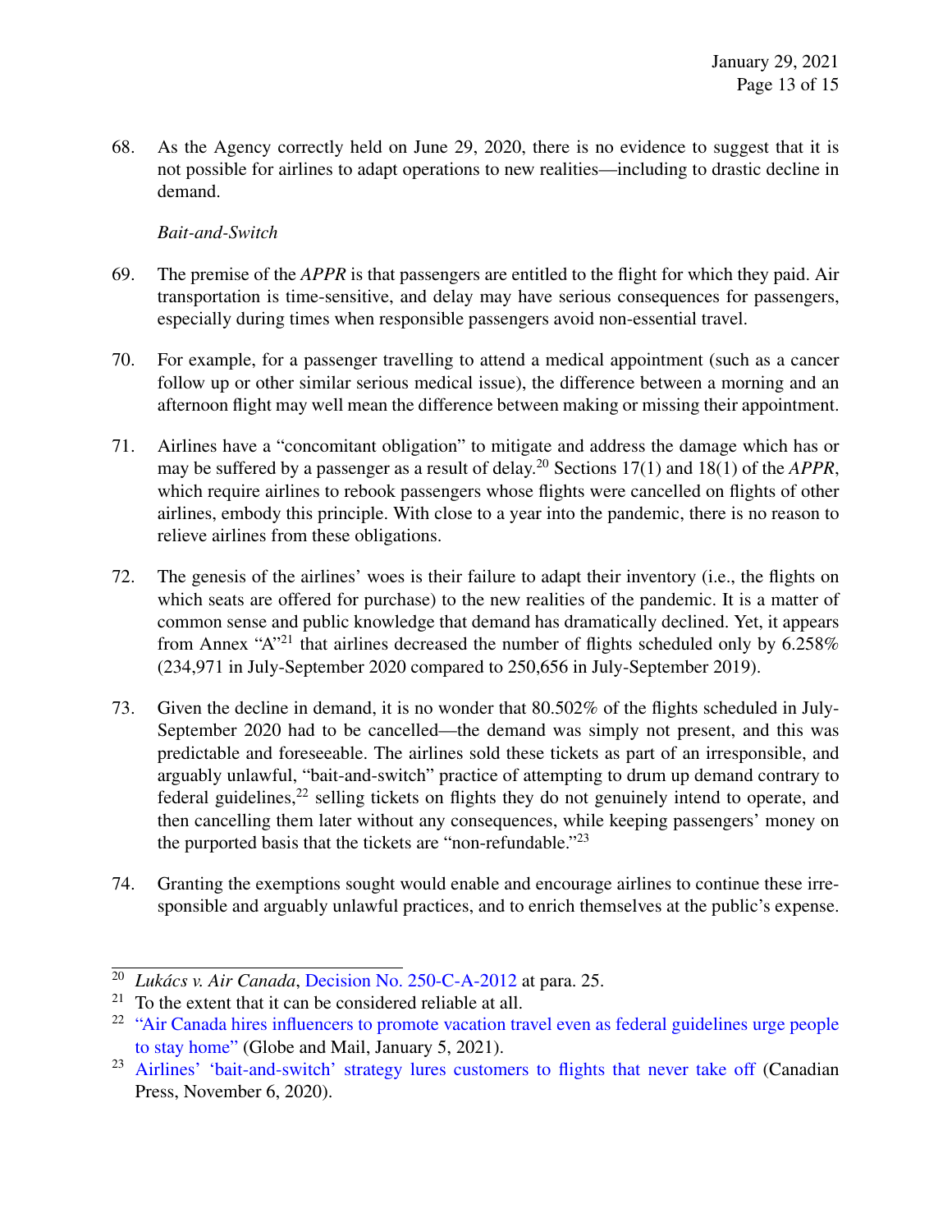68. As the Agency correctly held on June 29, 2020, there is no evidence to suggest that it is not possible for airlines to adapt operations to new realities—including to drastic decline in demand.

*Bait-and-Switch*

69. The premise of the *APPR* is that passengers are entitled to the flight for which they paid. Air transportation is time-sensitive, and delay may have serious consequences for passengers, especially during times when responsible passengers avoid non-essential travel.

70. For example, for a passenger travelling to attend a medical appointment (such as a cancer follow up or other similar serious medical issue), the difference between a morning and an afternoon flight may well mean the difference between making or missing their appointment.

71. Airlines have a "concomitant obligation" to mitigate and address the damage which has or may be suffered by a passenger as a result of delay.[20] Sections 17(1) and 18(1) of the *APPR*, which require airlines to rebook passengers whose flights were cancelled on flights of other airlines, embody this principle. With close to a year into the pandemic, there is no reason to relieve airlines from these obligations.

72. The genesis of the airlines' woes is their failure to adapt their inventory (i.e., the flights on which seats are offered for purchase) to the new realities of the pandemic. It is a matter of common sense and public knowledge that demand has dramatically declined. Yet, it appears from Annex "A"[21] that airlines decreased the number of flights scheduled only by 6.258% (234,971 in July-September 2020 compared to 250,656 in July-September 2019).

73. Given the decline in demand, it is no wonder that 80.502% of the flights scheduled in July-September 2020 had to be cancelled—the demand was simply not present, and this was predictable and foreseeable. The airlines sold these tickets as part of an irresponsible, and arguably unlawful, "bait-and-switch" practice of attempting to drum up demand contrary to federal guidelines,[22] selling tickets on flights they do not genuinely intend to operate, and then cancelling them later without any consequences, while keeping passengers' money on the purported basis that the tickets are "non-refundable."[23]

74. Granting the exemptions sought would enable and encourage airlines to continue these irresponsible and arguably unlawful practices, and to enrich themselves at the public's expense.

---

[20] *Lukács v. Air Canada*, Decision No. 250-C-A-2012 at para. 25.

[21] To the extent that it can be considered reliable at all.

[22] "Air Canada hires influencers to promote vacation travel even as federal guidelines urge people to stay home" (Globe and Mail, January 5, 2021).

[23] Airlines' 'bait-and-switch' strategy lures customers to flights that never take off (Canadian Press, November 6, 2020).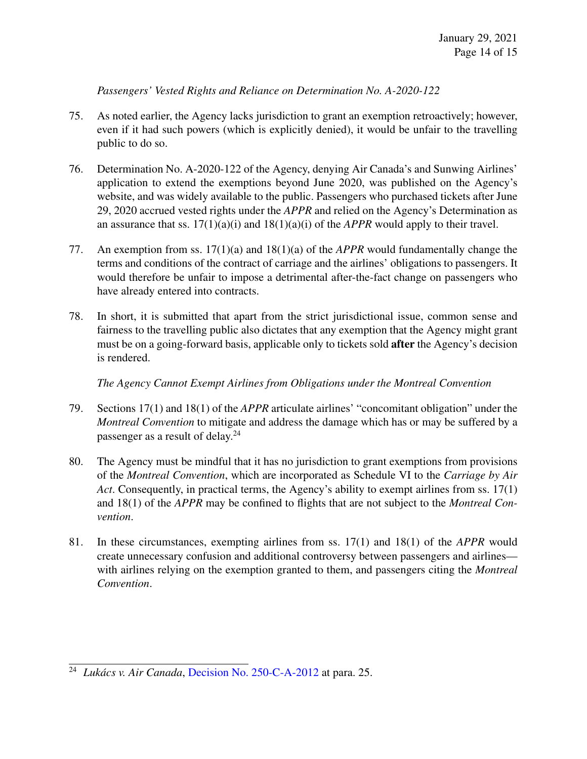*Passengers' Vested Rights and Reliance on Determination No. A-2020-122*

75. As noted earlier, the Agency lacks jurisdiction to grant an exemption retroactively; however, even if it had such powers (which is explicitly denied), it would be unfair to the travelling public to do so.

76. Determination No. A-2020-122 of the Agency, denying Air Canada's and Sunwing Airlines' application to extend the exemptions beyond June 2020, was published on the Agency's website, and was widely available to the public. Passengers who purchased tickets after June 29, 2020 accrued vested rights under the *APPR* and relied on the Agency's Determination as an assurance that ss. 17(1)(a)(i) and 18(1)(a)(i) of the *APPR* would apply to their travel.

77. An exemption from ss. 17(1)(a) and 18(1)(a) of the *APPR* would fundamentally change the terms and conditions of the contract of carriage and the airlines' obligations to passengers. It would therefore be unfair to impose a detrimental after-the-fact change on passengers who have already entered into contracts.

78. In short, it is submitted that apart from the strict jurisdictional issue, common sense and fairness to the travelling public also dictates that any exemption that the Agency might grant must be on a going-forward basis, applicable only to tickets sold **after** the Agency's decision is rendered.

*The Agency Cannot Exempt Airlines from Obligations under the Montreal Convention*

79. Sections 17(1) and 18(1) of the *APPR* articulate airlines' "concomitant obligation" under the *Montreal Convention* to mitigate and address the damage which has or may be suffered by a passenger as a result of delay.[24]

80. The Agency must be mindful that it has no jurisdiction to grant exemptions from provisions of the *Montreal Convention*, which are incorporated as Schedule VI to the *Carriage by Air Act*. Consequently, in practical terms, the Agency's ability to exempt airlines from ss. 17(1) and 18(1) of the *APPR* may be confined to flights that are not subject to the *Montreal Convention*.

81. In these circumstances, exempting airlines from ss. 17(1) and 18(1) of the *APPR* would create unnecessary confusion and additional controversy between passengers and airlines—with airlines relying on the exemption granted to them, and passengers citing the *Montreal Convention*.

---

[24] *Lukács v. Air Canada*, Decision No. 250-C-A-2012 at para. 25.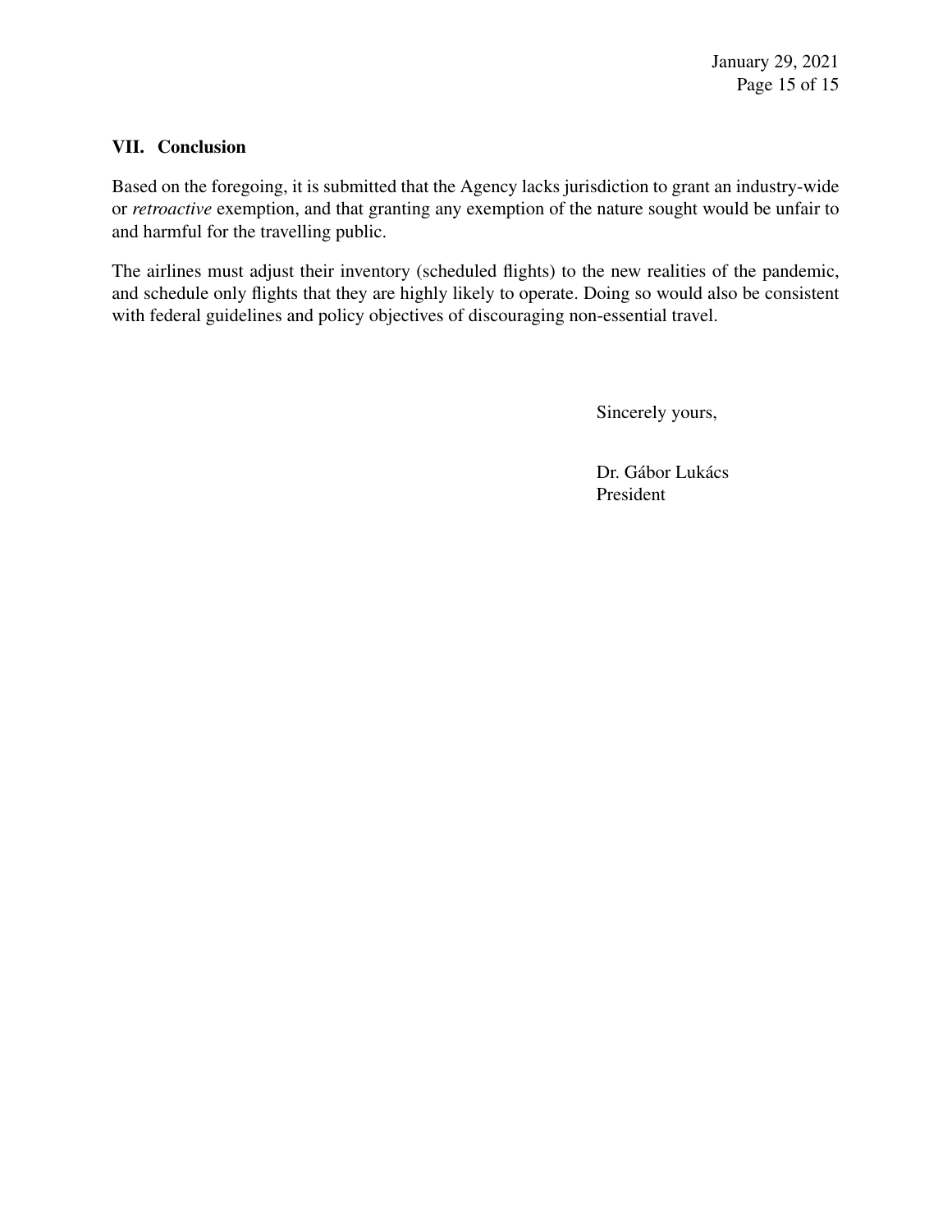## VII. Conclusion

Based on the foregoing, it is submitted that the Agency lacks jurisdiction to grant an industry-wide or *retroactive* exemption, and that granting any exemption of the nature sought would be unfair to and harmful for the travelling public.

The airlines must adjust their inventory (scheduled flights) to the new realities of the pandemic, and schedule only flights that they are highly likely to operate. Doing so would also be consistent with federal guidelines and policy objectives of discouraging non-essential travel.

Sincerely yours,

Dr. Gábor Lukács
President